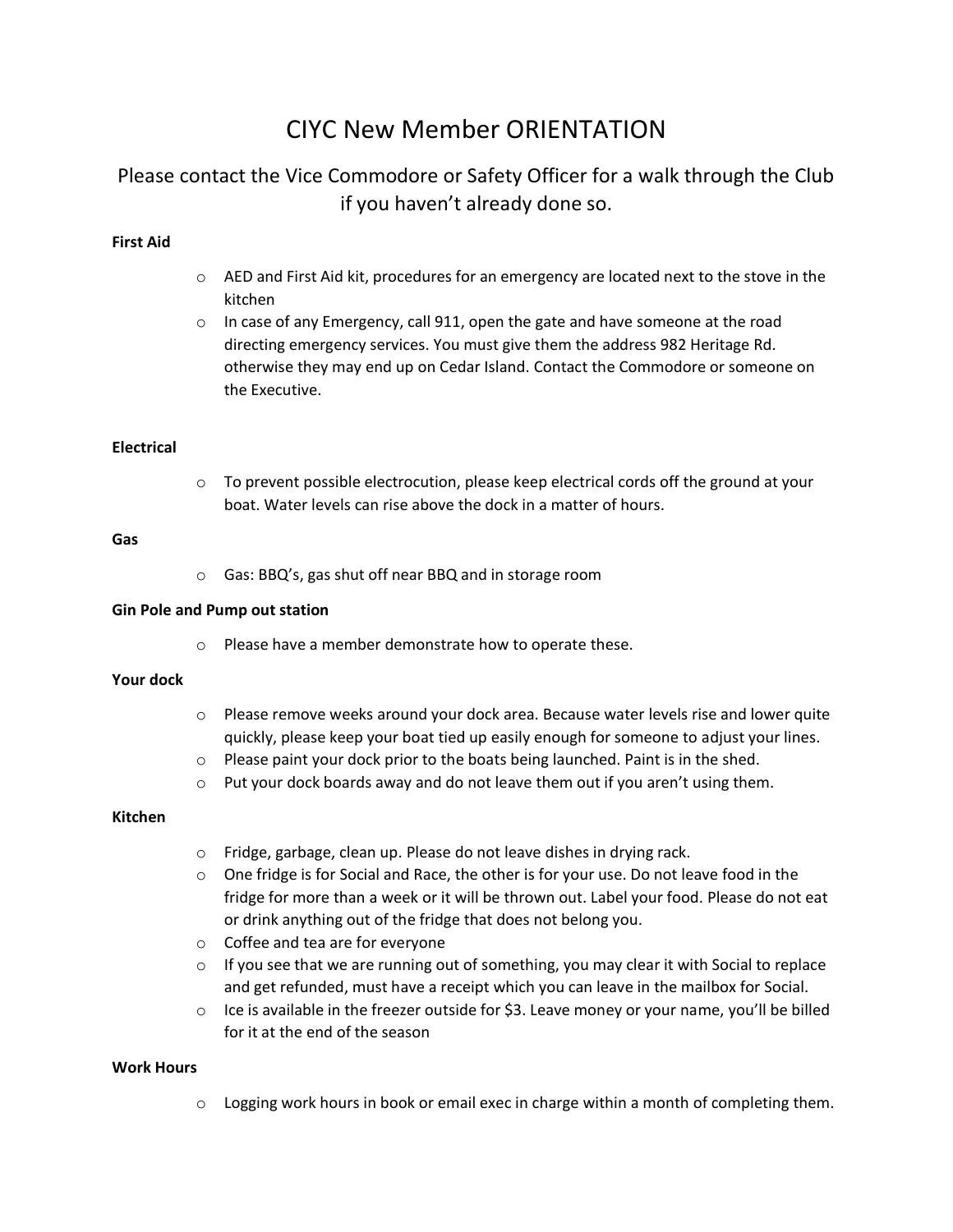# CIYC New Member ORIENTATION

## Please contact the Vice Commodore or Safety Officer for a walk through the Club if you haven't already done so.

**First Aid**

- AED and First Aid kit, procedures for an emergency are located next to the stove in the kitchen
- In case of any Emergency, call 911, open the gate and have someone at the road directing emergency services. You must give them the address 982 Heritage Rd. otherwise they may end up on Cedar Island. Contact the Commodore or someone on the Executive.

**Electrical**

- To prevent possible electrocution, please keep electrical cords off the ground at your boat. Water levels can rise above the dock in a matter of hours.

**Gas**

- Gas: BBQ's, gas shut off near BBQ and in storage room

**Gin Pole and Pump out station**

- Please have a member demonstrate how to operate these.

**Your dock**

- Please remove weeks around your dock area. Because water levels rise and lower quite quickly, please keep your boat tied up easily enough for someone to adjust your lines.
- Please paint your dock prior to the boats being launched. Paint is in the shed.
- Put your dock boards away and do not leave them out if you aren't using them.

**Kitchen**

- Fridge, garbage, clean up. Please do not leave dishes in drying rack.
- One fridge is for Social and Race, the other is for your use. Do not leave food in the fridge for more than a week or it will be thrown out. Label your food. Please do not eat or drink anything out of the fridge that does not belong you.
- Coffee and tea are for everyone
- If you see that we are running out of something, you may clear it with Social to replace and get refunded, must have a receipt which you can leave in the mailbox for Social.
- Ice is available in the freezer outside for $3. Leave money or your name, you'll be billed for it at the end of the season

**Work Hours**

- Logging work hours in book or email exec in charge within a month of completing them.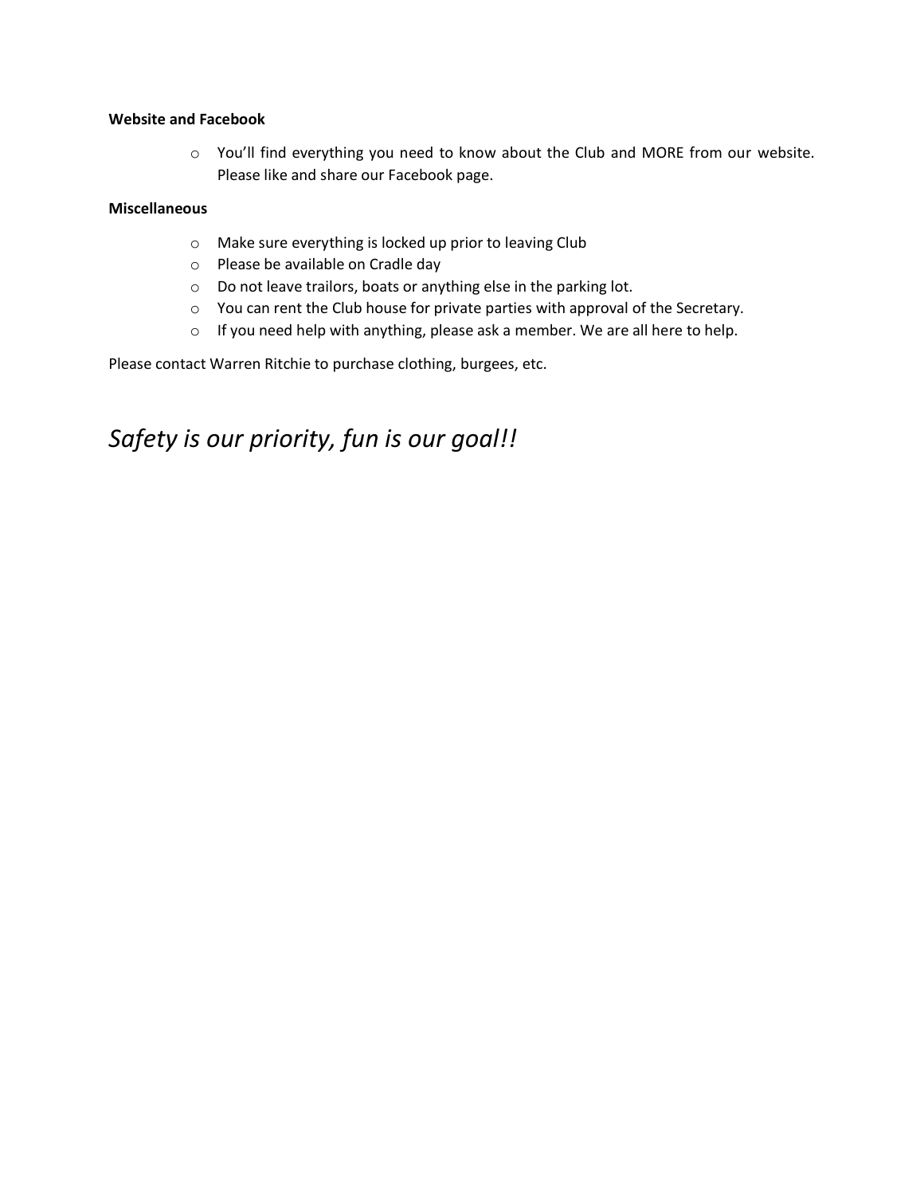**Website and Facebook**

- You'll find everything you need to know about the Club and MORE from our website. Please like and share our Facebook page.

**Miscellaneous**

- Make sure everything is locked up prior to leaving Club
- Please be available on Cradle day
- Do not leave trailors, boats or anything else in the parking lot.
- You can rent the Club house for private parties with approval of the Secretary.
- If you need help with anything, please ask a member. We are all here to help.

Please contact Warren Ritchie to purchase clothing, burgees, etc.

## *Safety is our priority, fun is our goal!!*